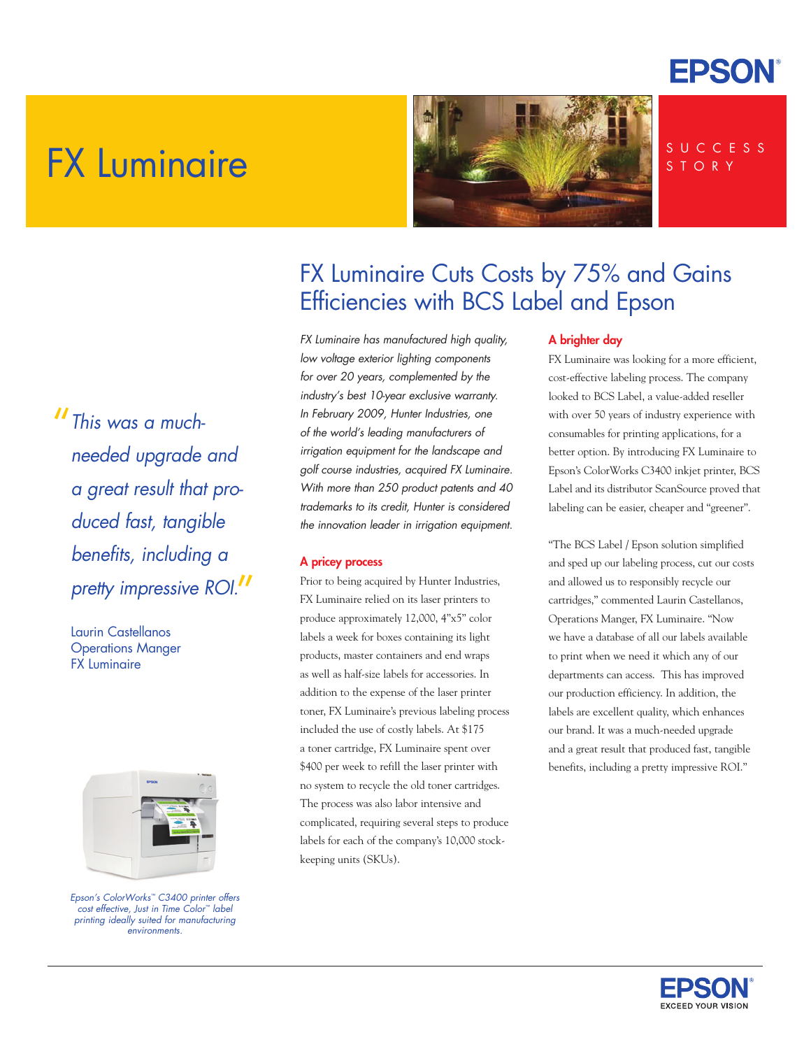# FX Luminaire

SUCCESS STORY

## FX Luminaire Cuts Costs by 75% and Gains Efficiencies with BCS Label and Epson

*FX Luminaire has manufactured high quality, low voltage exterior lighting components for over 20 years, complemented by the industry's best 10-year exclusive warranty. In February 2009, Hunter Industries, one of the world's leading manufacturers of irrigation equipment for the landscape and golf course industries, acquired FX Luminaire. With more than 250 product patents and 40 trademarks to its credit, Hunter is considered the innovation leader in irrigation equipment.*

### A pricey process

Prior to being acquired by Hunter Industries, FX Luminaire relied on its laser printers to produce approximately 12,000, 4"x5" color labels a week for boxes containing its light products, master containers and end wraps as well as half-size labels for accessories. In addition to the expense of the laser printer toner, FX Luminaire's previous labeling process included the use of costly labels. At $175 a toner cartridge, FX Luminaire spent over $400 per week to refill the laser printer with no system to recycle the old toner cartridges. The process was also labor intensive and complicated, requiring several steps to produce labels for each of the company's 10,000 stock-keeping units (SKUs).

### A brighter day

FX Luminaire was looking for a more efficient, cost-effective labeling process. The company looked to BCS Label, a value-added reseller with over 50 years of industry experience with consumables for printing applications, for a better option. By introducing FX Luminaire to Epson's ColorWorks C3400 inkjet printer, BCS Label and its distributor ScanSource proved that labeling can be easier, cheaper and "greener".

"The BCS Label / Epson solution simplified and sped up our labeling process, cut our costs and allowed us to responsibly recycle our cartridges," commented Laurin Castellanos, Operations Manger, FX Luminaire. "Now we have a database of all our labels available to print when we need it which any of our departments can access. This has improved our production efficiency. In addition, the labels are excellent quality, which enhances our brand. It was a much-needed upgrade and a great result that produced fast, tangible benefits, including a pretty impressive ROI."

> *"This was a much-needed upgrade and a great result that produced fast, tangible benefits, including a pretty impressive ROI."*
>
> Laurin Castellanos
> Operations Manger
> FX Luminaire

*Epson's ColorWorks™ C3400 printer offers cost effective, Just in Time Color™ label printing ideally suited for manufacturing environments.*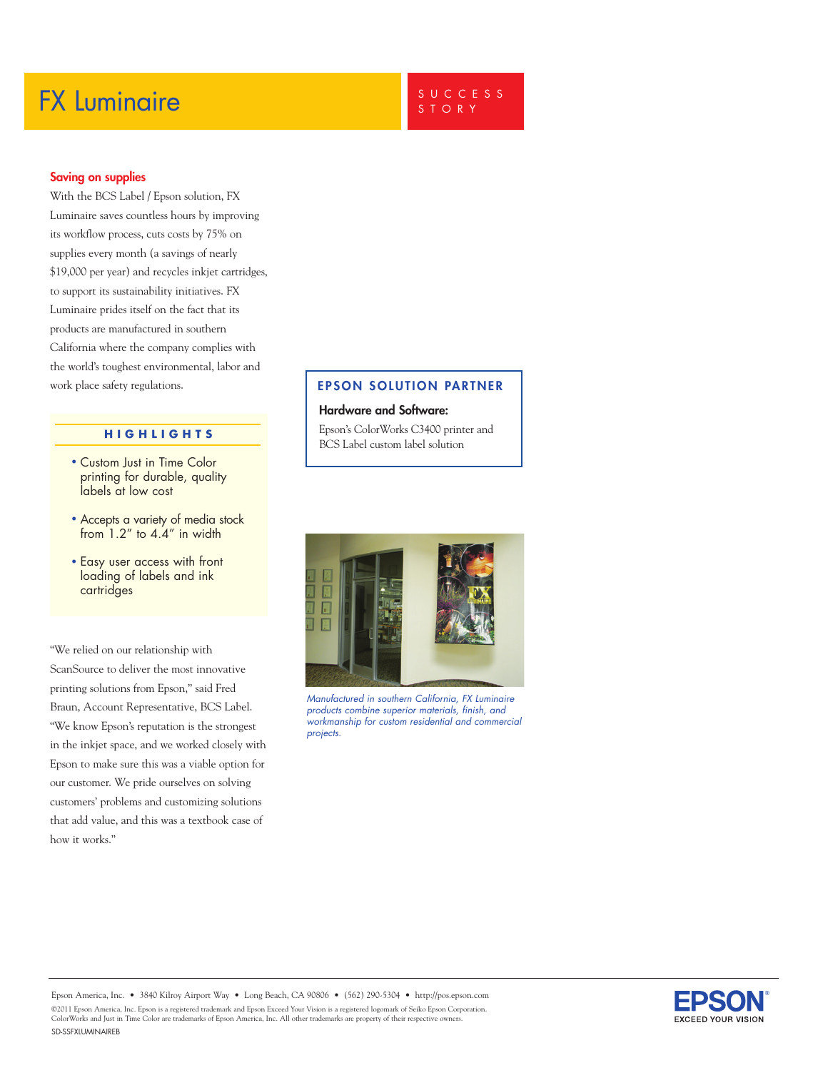# FX Luminaire

SUCCESS STORY

### Saving on supplies

With the BCS Label / Epson solution, FX Luminaire saves countless hours by improving its workflow process, cuts costs by 75% on supplies every month (a savings of nearly $19,000 per year) and recycles inkjet cartridges, to support its sustainability initiatives. FX Luminaire prides itself on the fact that its products are manufactured in southern California where the company complies with the world's toughest environmental, labor and work place safety regulations.

### HIGHLIGHTS

- Custom Just in Time Color printing for durable, quality labels at low cost
- Accepts a variety of media stock from 1.2" to 4.4" in width
- Easy user access with front loading of labels and ink cartridges

"We relied on our relationship with ScanSource to deliver the most innovative printing solutions from Epson," said Fred Braun, Account Representative, BCS Label. "We know Epson's reputation is the strongest in the inkjet space, and we worked closely with Epson to make sure this was a viable option for our customer. We pride ourselves on solving customers' problems and customizing solutions that add value, and this was a textbook case of how it works."

### EPSON SOLUTION PARTNER

**Hardware and Software:**

Epson's ColorWorks C3400 printer and BCS Label custom label solution

*Manufactured in southern California, FX Luminaire products combine superior materials, finish, and workmanship for custom residential and commercial projects.*

Epson America, Inc. • 3840 Kilroy Airport Way • Long Beach, CA 90806 • (562) 290-5304 • http://pos.epson.com

©2011 Epson America, Inc. Epson is a registered trademark and Epson Exceed Your Vision is a registered logomark of Seiko Epson Corporation. ColorWorks and Just in Time Color are trademarks of Epson America, Inc. All other trademarks are property of their respective owners.

SD-SSFXLUMINAIREB

EPSON® EXCEED YOUR VISION